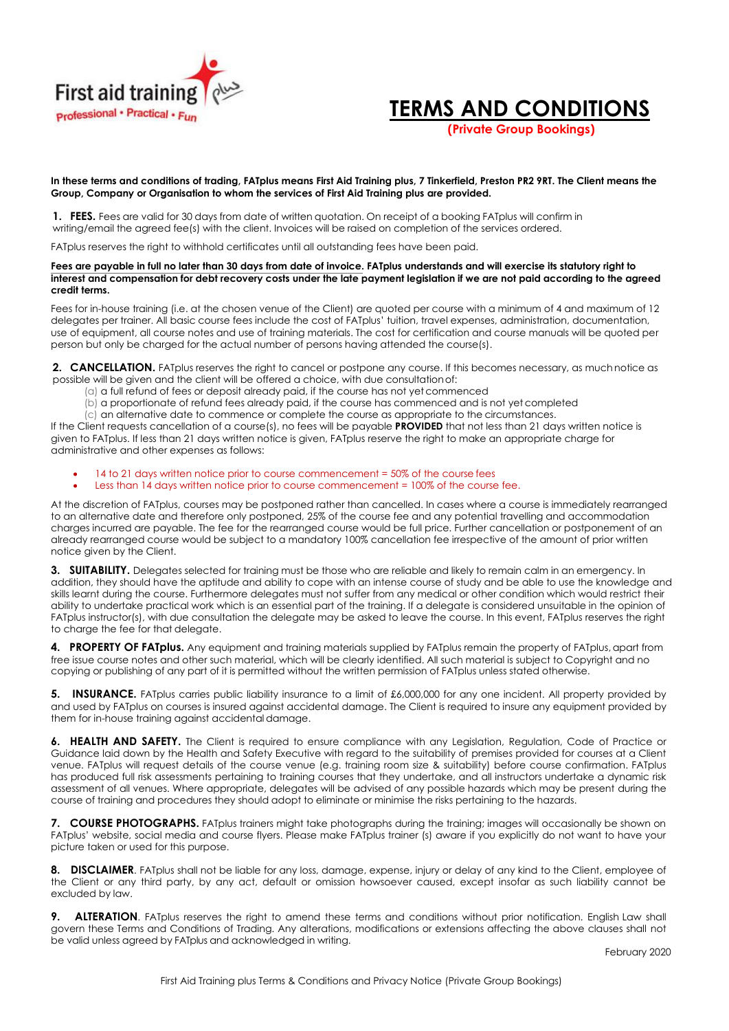First aid training plus

Professional • Practical • Fun

# TERMS AND CONDITIONS

**(Private Group Bookings)**

**In these terms and conditions of trading, FATplus means First Aid Training plus, 7 Tinkerfield, Preston PR2 9RT. The Client means the Group, Company or Organisation to whom the services of First Aid Training plus are provided.**

**1. FEES.** Fees are valid for 30 days from date of written quotation. On receipt of a booking FATplus will confirm in writing/email the agreed fee(s) with the client. Invoices will be raised on completion of the services ordered.

FATplus reserves the right to withhold certificates until all outstanding fees have been paid.

**Fees are payable in full no later than 30 days from date of invoice. FATplus understands and will exercise its statutory right to interest and compensation for debt recovery costs under the late payment legislation if we are not paid according to the agreed credit terms.**

Fees for in-house training (i.e. at the chosen venue of the Client) are quoted per course with a minimum of 4 and maximum of 12 delegates per trainer. All basic course fees include the cost of FATplus' tuition, travel expenses, administration, documentation, use of equipment, all course notes and use of training materials. The cost for certification and course manuals will be quoted per person but only be charged for the actual number of persons having attended the course(s).

**2. CANCELLATION.** FATplus reserves the right to cancel or postpone any course. If this becomes necessary, as much notice as possible will be given and the client will be offered a choice, with due consultation of:

(a) a full refund of fees or deposit already paid, if the course has not yet commenced
(b) a proportionate of refund fees already paid, if the course has commenced and is not yet completed
(c) an alternative date to commence or complete the course as appropriate to the circumstances.

If the Client requests cancellation of a course(s), no fees will be payable **PROVIDED** that not less than 21 days written notice is given to FATplus. If less than 21 days written notice is given, FATplus reserve the right to make an appropriate charge for administrative and other expenses as follows:

- 14 to 21 days written notice prior to course commencement = 50% of the course fees
- Less than 14 days written notice prior to course commencement = 100% of the course fee.

At the discretion of FATplus, courses may be postponed rather than cancelled. In cases where a course is immediately rearranged to an alternative date and therefore only postponed, 25% of the course fee and any potential travelling and accommodation charges incurred are payable. The fee for the rearranged course would be full price. Further cancellation or postponement of an already rearranged course would be subject to a mandatory 100% cancellation fee irrespective of the amount of prior written notice given by the Client.

**3. SUITABILITY.** Delegates selected for training must be those who are reliable and likely to remain calm in an emergency. In addition, they should have the aptitude and ability to cope with an intense course of study and be able to use the knowledge and skills learnt during the course. Furthermore delegates must not suffer from any medical or other condition which would restrict their ability to undertake practical work which is an essential part of the training. If a delegate is considered unsuitable in the opinion of FATplus instructor(s), with due consultation the delegate may be asked to leave the course. In this event, FATplus reserves the right to charge the fee for that delegate.

**4. PROPERTY OF FATplus.** Any equipment and training materials supplied by FATplus remain the property of FATplus, apart from free issue course notes and other such material, which will be clearly identified. All such material is subject to Copyright and no copying or publishing of any part of it is permitted without the written permission of FATplus unless stated otherwise.

**5. INSURANCE.** FATplus carries public liability insurance to a limit of £6,000,000 for any one incident. All property provided by and used by FATplus on courses is insured against accidental damage. The Client is required to insure any equipment provided by them for in-house training against accidental damage.

**6. HEALTH AND SAFETY.** The Client is required to ensure compliance with any Legislation, Regulation, Code of Practice or Guidance laid down by the Health and Safety Executive with regard to the suitability of premises provided for courses at a Client venue. FATplus will request details of the course venue (e.g. training room size & suitability) before course confirmation. FATplus has produced full risk assessments pertaining to training courses that they undertake, and all instructors undertake a dynamic risk assessment of all venues. Where appropriate, delegates will be advised of any possible hazards which may be present during the course of training and procedures they should adopt to eliminate or minimise the risks pertaining to the hazards.

**7. COURSE PHOTOGRAPHS.** FATplus trainers might take photographs during the training; images will occasionally be shown on FATplus' website, social media and course flyers. Please make FATplus trainer (s) aware if you explicitly do not want to have your picture taken or used for this purpose.

**8. DISCLAIMER**. FATplus shall not be liable for any loss, damage, expense, injury or delay of any kind to the Client, employee of the Client or any third party, by any act, default or omission howsoever caused, except insofar as such liability cannot be excluded by law.

**9. ALTERATION**. FATplus reserves the right to amend these terms and conditions without prior notification. English Law shall govern these Terms and Conditions of Trading. Any alterations, modifications or extensions affecting the above clauses shall not be valid unless agreed by FATplus and acknowledged in writing.

February 2020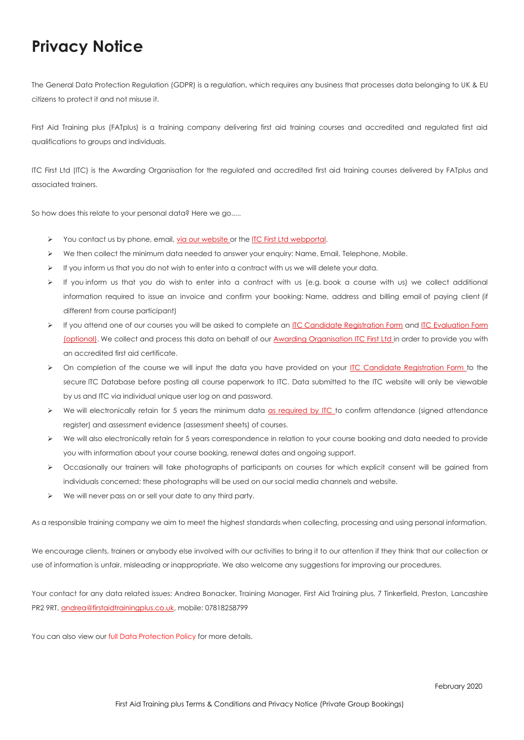# Privacy Notice

The General Data Protection Regulation (GDPR) is a regulation, which requires any business that processes data belonging to UK & EU citizens to protect it and not misuse it.

First Aid Training plus (FATplus) is a training company delivering first aid training courses and accredited and regulated first aid qualifications to groups and individuals.

ITC First Ltd (ITC) is the Awarding Organisation for the regulated and accredited first aid training courses delivered by FATplus and associated trainers.

So how does this relate to your personal data? Here we go.....

- You contact us by phone, email, via our website or the ITC First Ltd webportal.
- We then collect the minimum data needed to answer your enquiry: Name, Email, Telephone, Mobile.
- If you inform us that you do not wish to enter into a contract with us we will delete your data.
- If you inform us that you do wish to enter into a contract with us (e.g. book a course with us) we collect additional information required to issue an invoice and confirm your booking: Name, address and billing email of paying client (if different from course participant)
- If you attend one of our courses you will be asked to complete an ITC Candidate Registration Form and ITC Evaluation Form (optional). We collect and process this data on behalf of our Awarding Organisation ITC First Ltd in order to provide you with an accredited first aid certificate.
- On completion of the course we will input the data you have provided on your ITC Candidate Registration Form to the secure ITC Database before posting all course paperwork to ITC. Data submitted to the ITC website will only be viewable by us and ITC via individual unique user log on and password.
- We will electronically retain for 5 years the minimum data as required by ITC to confirm attendance (signed attendance register) and assessment evidence (assessment sheets) of courses.
- We will also electronically retain for 5 years correspondence in relation to your course booking and data needed to provide you with information about your course booking, renewal dates and ongoing support.
- Occasionally our trainers will take photographs of participants on courses for which explicit consent will be gained from individuals concerned; these photographs will be used on our social media channels and website.
- We will never pass on or sell your date to any third party.

As a responsible training company we aim to meet the highest standards when collecting, processing and using personal information.

We encourage clients, trainers or anybody else involved with our activities to bring it to our attention if they think that our collection or use of information is unfair, misleading or inappropriate. We also welcome any suggestions for improving our procedures.

Your contact for any data related issues: Andrea Bonacker, Training Manager, First Aid Training plus, 7 Tinkerfield, Preston, Lancashire PR2 9RT, andrea@firstaidtrainingplus.co.uk, mobile: 07818258799

You can also view our full Data Protection Policy for more details.

February 2020